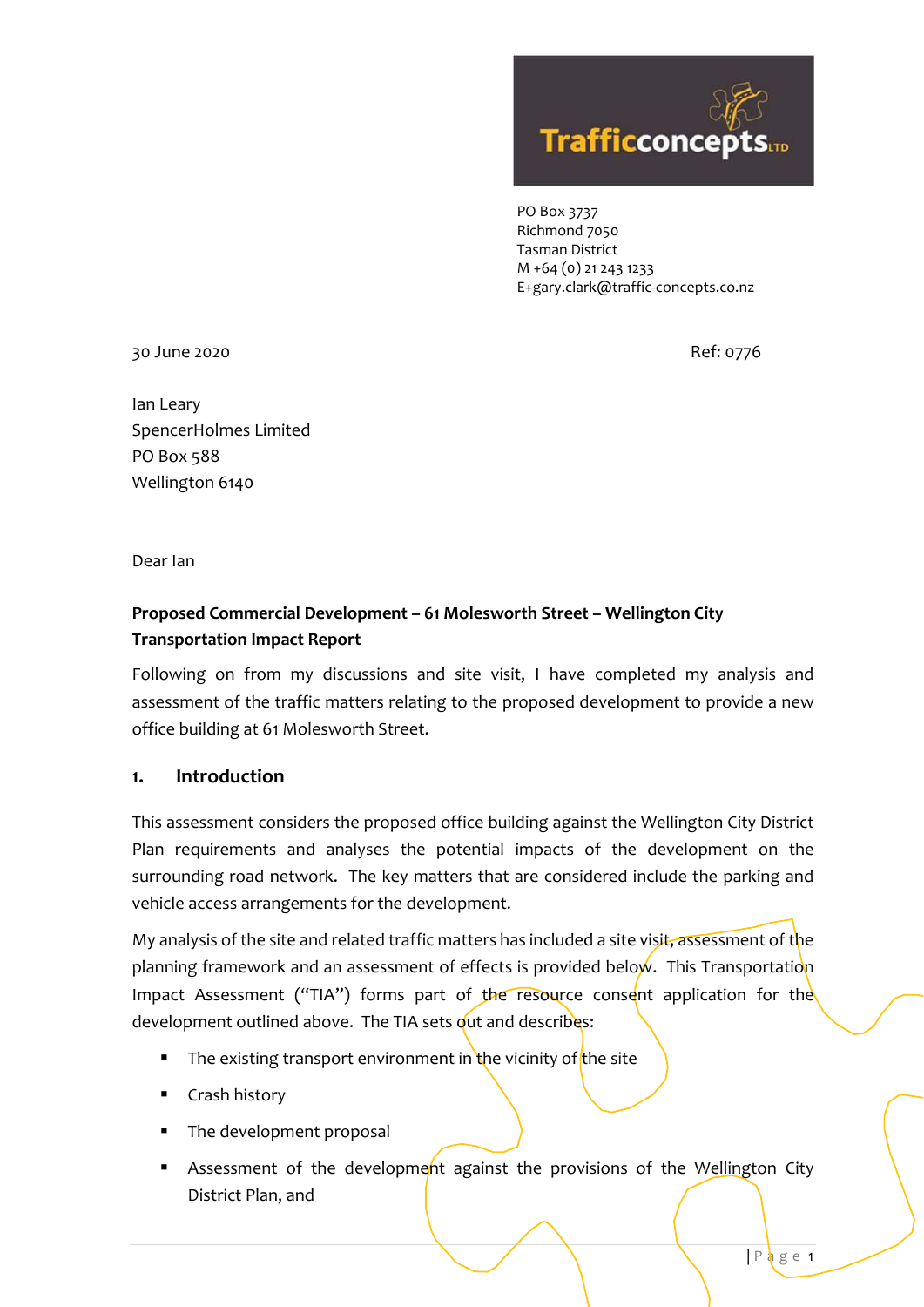Trafficconcepts LTD

PO Box 3737
Richmond 7050
Tasman District
M +64 (0) 21 243 1233
E+gary.clark@traffic-concepts.co.nz

30 June 2020

Ref: 0776

Ian Leary
SpencerHolmes Limited
PO Box 588
Wellington 6140

Dear Ian

**Proposed Commercial Development – 61 Molesworth Street – Wellington City**
**Transportation Impact Report**

Following on from my discussions and site visit, I have completed my analysis and assessment of the traffic matters relating to the proposed development to provide a new office building at 61 Molesworth Street.

## 1. Introduction

This assessment considers the proposed office building against the Wellington City District Plan requirements and analyses the potential impacts of the development on the surrounding road network. The key matters that are considered include the parking and vehicle access arrangements for the development.

My analysis of the site and related traffic matters has included a site visit, assessment of the planning framework and an assessment of effects is provided below. This Transportation Impact Assessment ("TIA") forms part of the resource consent application for the development outlined above. The TIA sets out and describes:

- The existing transport environment in the vicinity of the site
- Crash history
- The development proposal
- Assessment of the development against the provisions of the Wellington City District Plan, and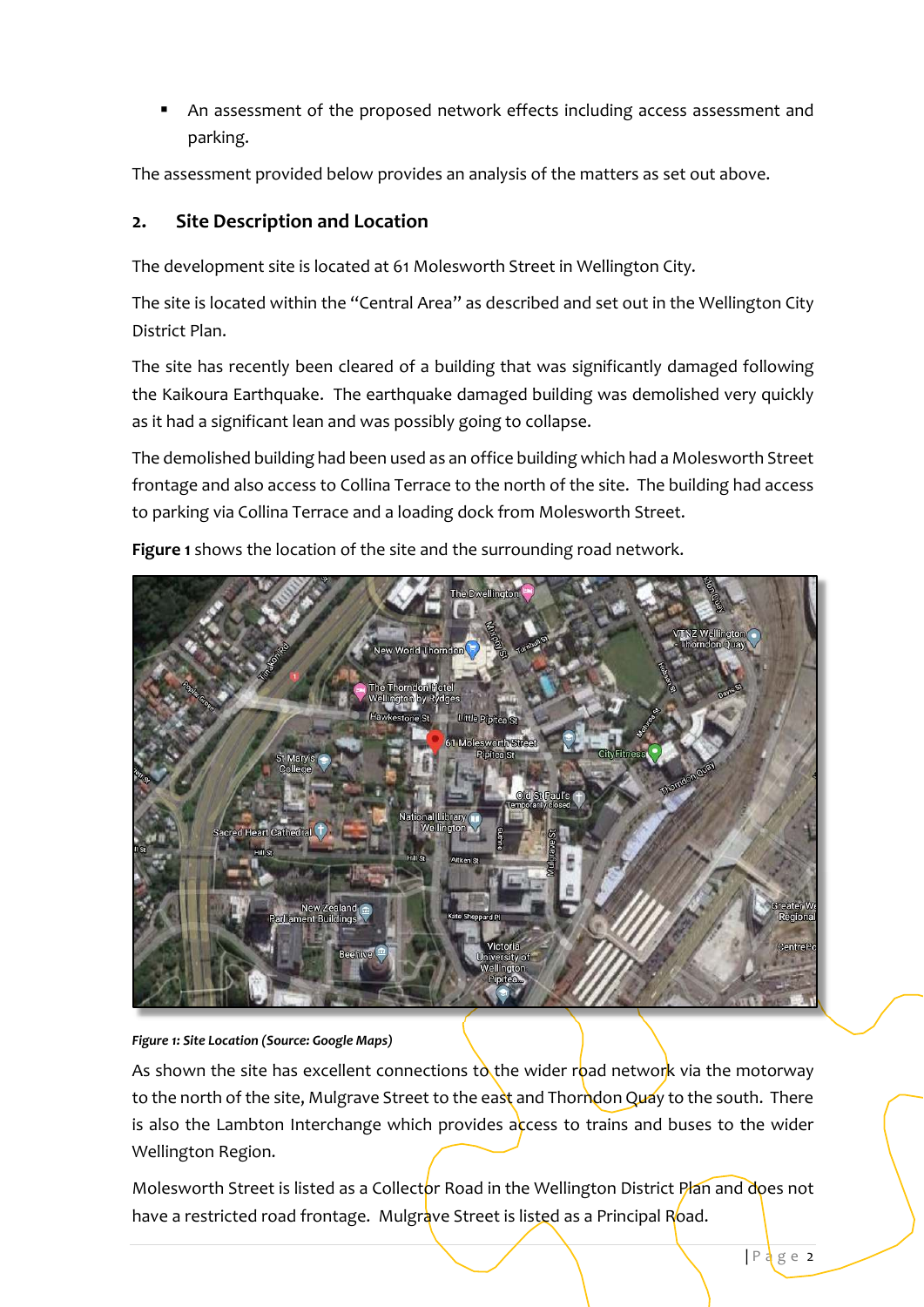- An assessment of the proposed network effects including access assessment and parking.

The assessment provided below provides an analysis of the matters as set out above.

## 2. Site Description and Location

The development site is located at 61 Molesworth Street in Wellington City.

The site is located within the "Central Area" as described and set out in the Wellington City District Plan.

The site has recently been cleared of a building that was significantly damaged following the Kaikoura Earthquake. The earthquake damaged building was demolished very quickly as it had a significant lean and was possibly going to collapse.

The demolished building had been used as an office building which had a Molesworth Street frontage and also access to Collina Terrace to the north of the site. The building had access to parking via Collina Terrace and a loading dock from Molesworth Street.

**Figure 1** shows the location of the site and the surrounding road network.

*Figure 1: Site Location (Source: Google Maps)*

As shown the site has excellent connections to the wider road network via the motorway to the north of the site, Mulgrave Street to the east and Thorndon Quay to the south. There is also the Lambton Interchange which provides access to trains and buses to the wider Wellington Region.

Molesworth Street is listed as a Collector Road in the Wellington District Plan and does not have a restricted road frontage. Mulgrave Street is listed as a Principal Road.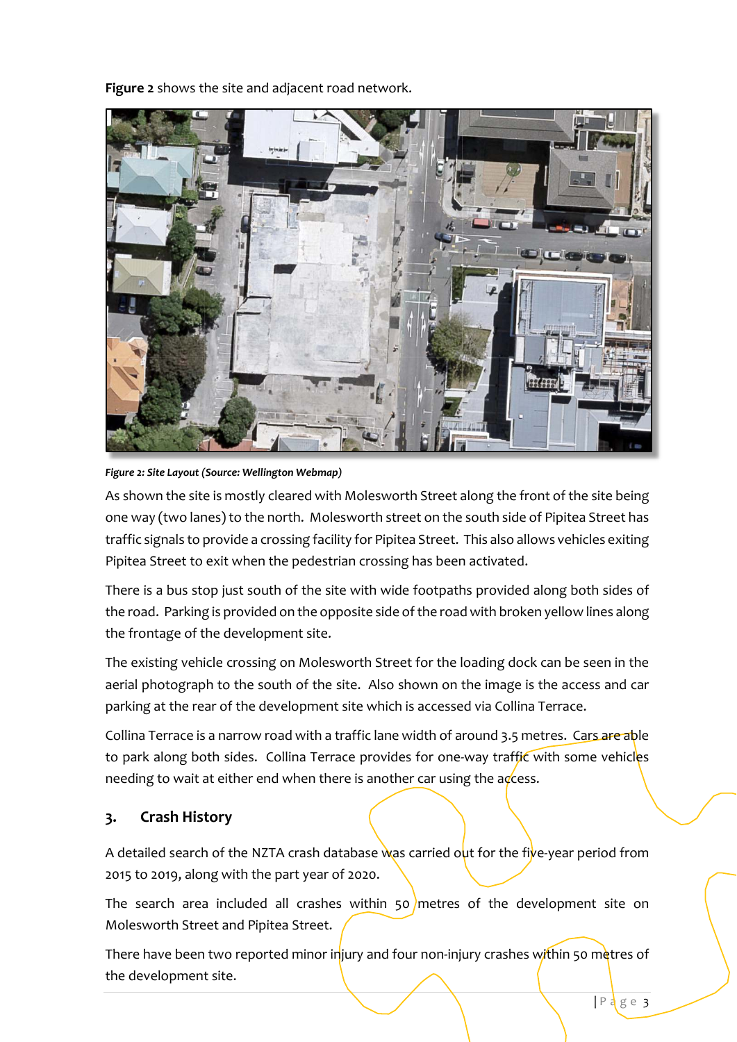**Figure 2** shows the site and adjacent road network.

*Figure 2: Site Layout (Source: Wellington Webmap)*

As shown the site is mostly cleared with Molesworth Street along the front of the site being one way (two lanes) to the north. Molesworth street on the south side of Pipitea Street has traffic signals to provide a crossing facility for Pipitea Street. This also allows vehicles exiting Pipitea Street to exit when the pedestrian crossing has been activated.

There is a bus stop just south of the site with wide footpaths provided along both sides of the road. Parking is provided on the opposite side of the road with broken yellow lines along the frontage of the development site.

The existing vehicle crossing on Molesworth Street for the loading dock can be seen in the aerial photograph to the south of the site. Also shown on the image is the access and car parking at the rear of the development site which is accessed via Collina Terrace.

Collina Terrace is a narrow road with a traffic lane width of around 3.5 metres. Cars are able to park along both sides. Collina Terrace provides for one-way traffic with some vehicles needing to wait at either end when there is another car using the access.

## 3. Crash History

A detailed search of the NZTA crash database was carried out for the five-year period from 2015 to 2019, along with the part year of 2020.

The search area included all crashes within 50 metres of the development site on Molesworth Street and Pipitea Street.

There have been two reported minor injury and four non-injury crashes within 50 metres of the development site.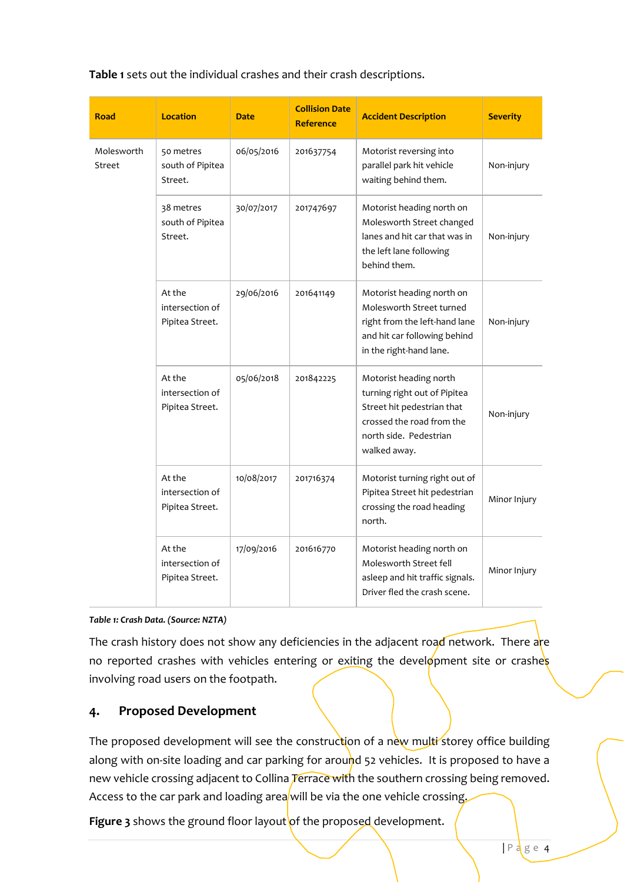**Table 1** sets out the individual crashes and their crash descriptions.

| Road | Location | Date | Collision Date Reference | Accident Description | Severity |
|---|---|---|---|---|---|
| Molesworth Street | 50 metres south of Pipitea Street. | 06/05/2016 | 201637754 | Motorist reversing into parallel park hit vehicle waiting behind them. | Non-injury |
| | 38 metres south of Pipitea Street. | 30/07/2017 | 201747697 | Motorist heading north on Molesworth Street changed lanes and hit car that was in the left lane following behind them. | Non-injury |
| | At the intersection of Pipitea Street. | 29/06/2016 | 201641149 | Motorist heading north on Molesworth Street turned right from the left-hand lane and hit car following behind in the right-hand lane. | Non-injury |
| | At the intersection of Pipitea Street. | 05/06/2018 | 201842225 | Motorist heading north turning right out of Pipitea Street hit pedestrian that crossed the road from the north side. Pedestrian walked away. | Non-injury |
| | At the intersection of Pipitea Street. | 10/08/2017 | 201716374 | Motorist turning right out of Pipitea Street hit pedestrian crossing the road heading north. | Minor Injury |
| | At the intersection of Pipitea Street. | 17/09/2016 | 201616770 | Motorist heading north on Molesworth Street fell asleep and hit traffic signals. Driver fled the crash scene. | Minor Injury |

*Table 1: Crash Data. (Source: NZTA)*

The crash history does not show any deficiencies in the adjacent road network. There are no reported crashes with vehicles entering or exiting the development site or crashes involving road users on the footpath.

## 4. Proposed Development

The proposed development will see the construction of a new multi-storey office building along with on-site loading and car parking for around 52 vehicles. It is proposed to have a new vehicle crossing adjacent to Collina Terrace with the southern crossing being removed. Access to the car park and loading area will be via the one vehicle crossing.

**Figure 3** shows the ground floor layout of the proposed development.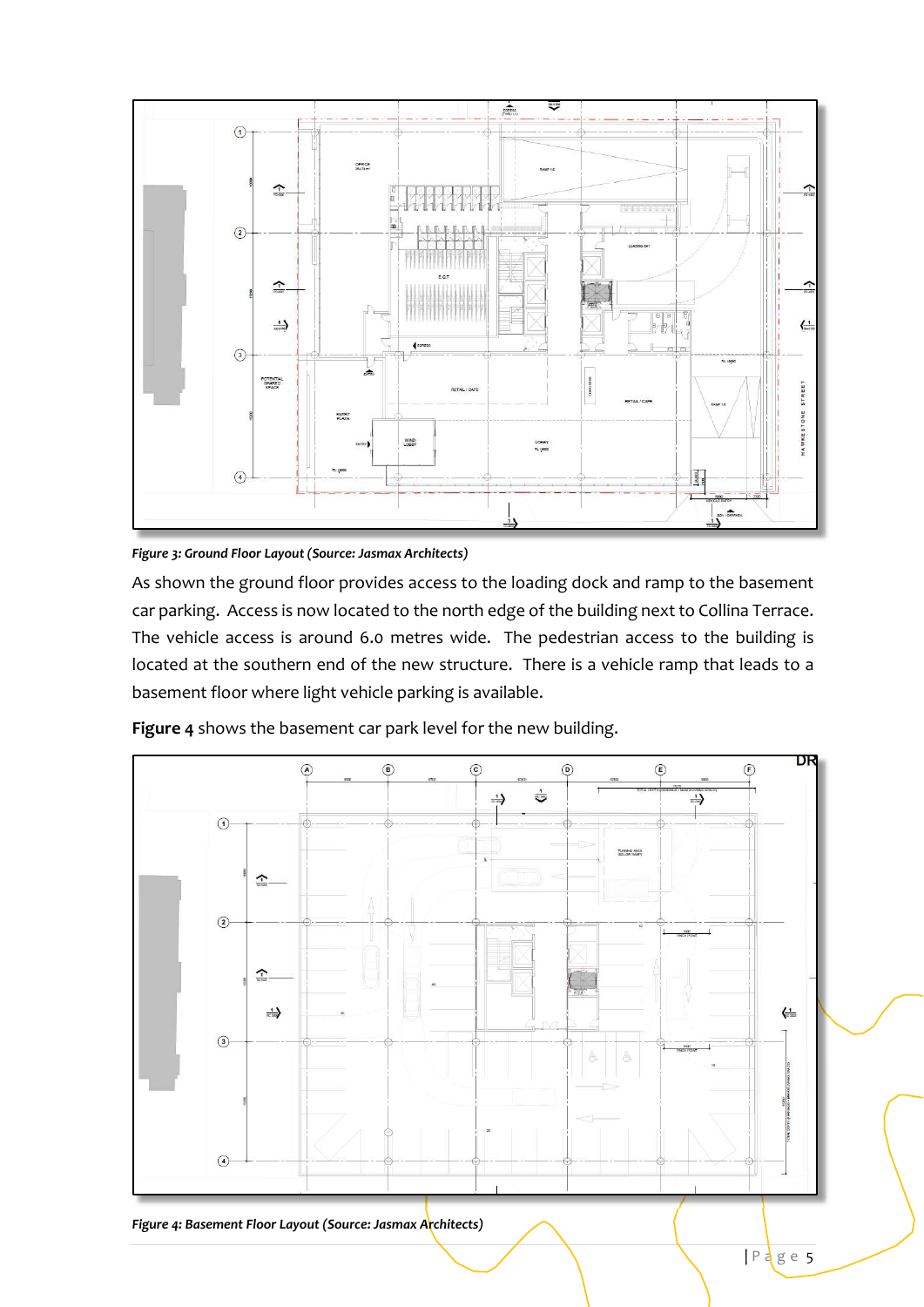*Figure 3: Ground Floor Layout (Source: Jasmax Architects)*

As shown the ground floor provides access to the loading dock and ramp to the basement car parking. Access is now located to the north edge of the building next to Collina Terrace. The vehicle access is around 6.0 metres wide. The pedestrian access to the building is located at the southern end of the new structure. There is a vehicle ramp that leads to a basement floor where light vehicle parking is available.

**Figure 4** shows the basement car park level for the new building.

*Figure 4: Basement Floor Layout (Source: Jasmax Architects)*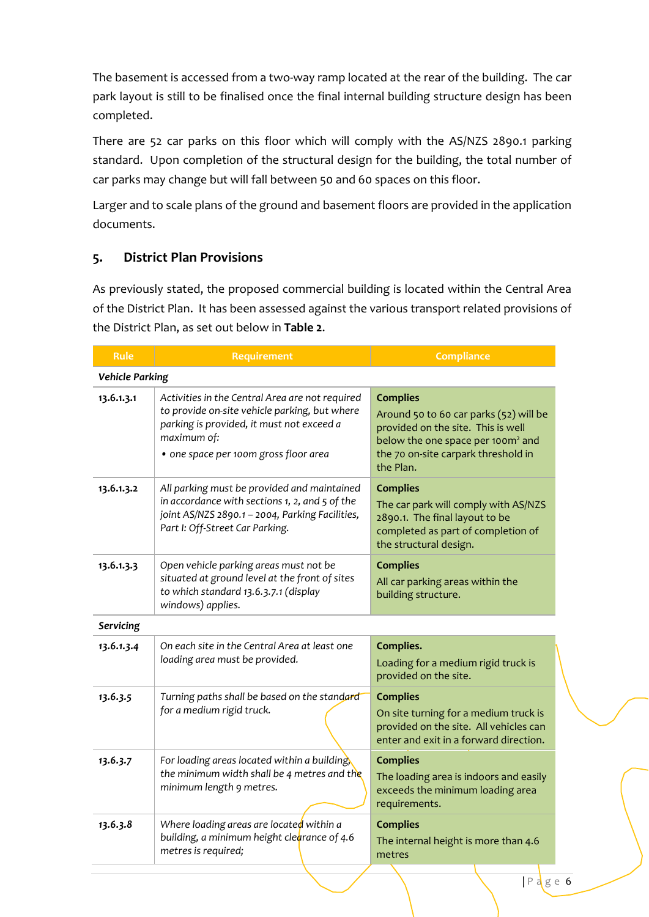The basement is accessed from a two-way ramp located at the rear of the building. The car park layout is still to be finalised once the final internal building structure design has been completed.

There are 52 car parks on this floor which will comply with the AS/NZS 2890.1 parking standard. Upon completion of the structural design for the building, the total number of car parks may change but will fall between 50 and 60 spaces on this floor.

Larger and to scale plans of the ground and basement floors are provided in the application documents.

## 5. District Plan Provisions

As previously stated, the proposed commercial building is located within the Central Area of the District Plan. It has been assessed against the various transport related provisions of the District Plan, as set out below in **Table 2**.

| Rule | Requirement | Compliance |
|---|---|---|
| ***Vehicle Parking*** | | |
| **13.6.1.3.1** | *Activities in the Central Area are not required to provide on-site vehicle parking, but where parking is provided, it must not exceed a maximum of:* <br> • *one space per 100m gross floor area* | **Complies** <br> Around 50 to 60 car parks (52) will be provided on the site. This is well below the one space per 100m² and the 70 on-site carpark threshold in the Plan. |
| **13.6.1.3.2** | *All parking must be provided and maintained in accordance with sections 1, 2, and 5 of the joint AS/NZS 2890.1 – 2004, Parking Facilities, Part I: Off-Street Car Parking.* | **Complies** <br> The car park will comply with AS/NZS 2890.1. The final layout to be completed as part of completion of the structural design. |
| **13.6.1.3.3** | *Open vehicle parking areas must not be situated at ground level at the front of sites to which standard 13.6.3.7.1 (display windows) applies.* | **Complies** <br> All car parking areas within the building structure. |
| ***Servicing*** | | |
| **13.6.1.3.4** | *On each site in the Central Area at least one loading area must be provided.* | **Complies.** <br> Loading for a medium rigid truck is provided on the site. |
| **13.6.3.5** | *Turning paths shall be based on the standard for a medium rigid truck.* | **Complies** <br> On site turning for a medium truck is provided on the site. All vehicles can enter and exit in a forward direction. |
| **13.6.3.7** | *For loading areas located within a building, the minimum width shall be 4 metres and the minimum length 9 metres.* | **Complies** <br> The loading area is indoors and easily exceeds the minimum loading area requirements. |
| **13.6.3.8** | *Where loading areas are located within a building, a minimum height clearance of 4.6 metres is required;* | **Complies** <br> The internal height is more than 4.6 metres |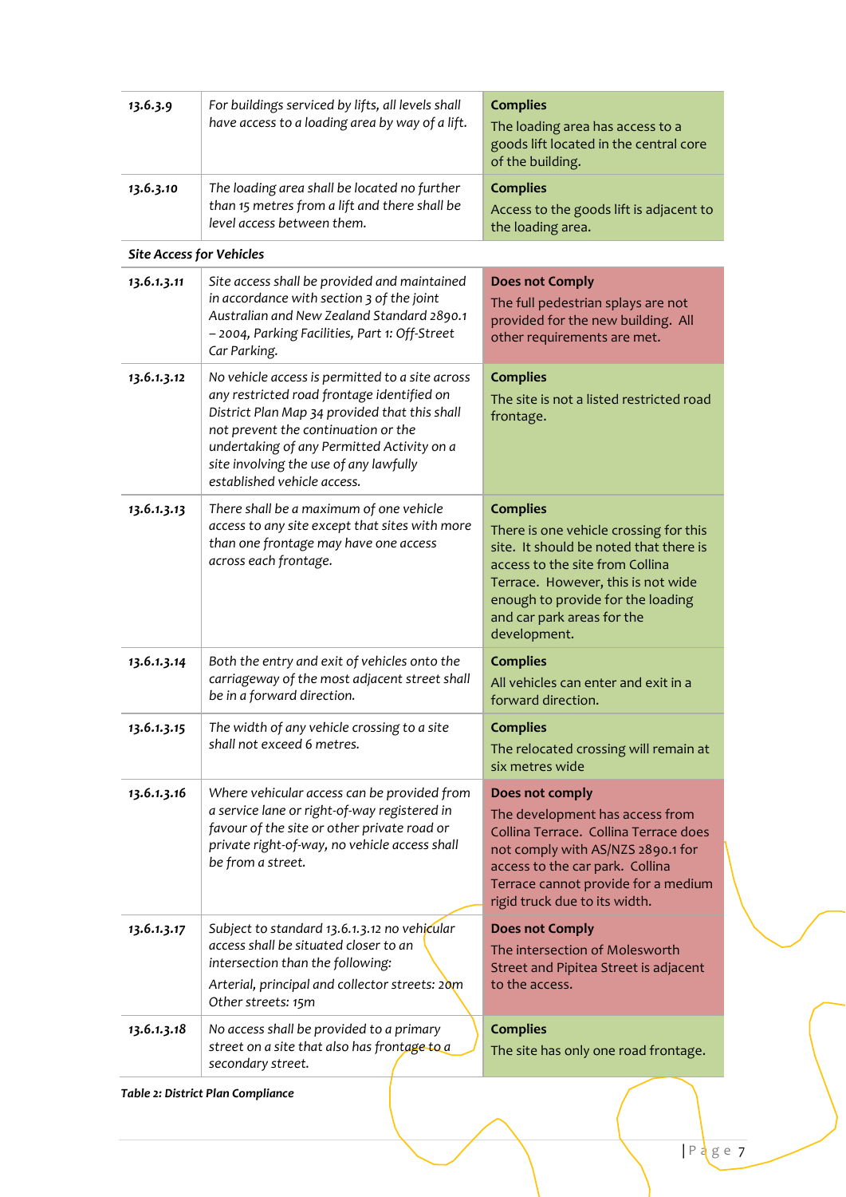| | | |
|---|---|---|
| **13.6.3.9** | *For buildings serviced by lifts, all levels shall have access to a loading area by way of a lift.* | **Complies**<br>The loading area has access to a goods lift located in the central core of the building. |
| **13.6.3.10** | *The loading area shall be located no further than 15 metres from a lift and there shall be level access between them.* | **Complies**<br>Access to the goods lift is adjacent to the loading area. |
| **Site Access for Vehicles** | | |
| **13.6.1.3.11** | *Site access shall be provided and maintained in accordance with section 3 of the joint Australian and New Zealand Standard 2890.1 – 2004, Parking Facilities, Part 1: Off-Street Car Parking.* | **Does not Comply**<br>The full pedestrian splays are not provided for the new building. All other requirements are met. |
| **13.6.1.3.12** | *No vehicle access is permitted to a site across any restricted road frontage identified on District Plan Map 34 provided that this shall not prevent the continuation or the undertaking of any Permitted Activity on a site involving the use of any lawfully established vehicle access.* | **Complies**<br>The site is not a listed restricted road frontage. |
| **13.6.1.3.13** | *There shall be a maximum of one vehicle access to any site except that sites with more than one frontage may have one access across each frontage.* | **Complies**<br>There is one vehicle crossing for this site. It should be noted that there is access to the site from Collina Terrace. However, this is not wide enough to provide for the loading and car park areas for the development. |
| **13.6.1.3.14** | *Both the entry and exit of vehicles onto the carriageway of the most adjacent street shall be in a forward direction.* | **Complies**<br>All vehicles can enter and exit in a forward direction. |
| **13.6.1.3.15** | *The width of any vehicle crossing to a site shall not exceed 6 metres.* | **Complies**<br>The relocated crossing will remain at six metres wide |
| **13.6.1.3.16** | *Where vehicular access can be provided from a service lane or right-of-way registered in favour of the site or other private road or private right-of-way, no vehicle access shall be from a street.* | **Does not comply**<br>The development has access from Collina Terrace. Collina Terrace does not comply with AS/NZS 2890.1 for access to the car park. Collina Terrace cannot provide for a medium rigid truck due to its width. |
| **13.6.1.3.17** | *Subject to standard 13.6.1.3.12 no vehicular access shall be situated closer to an intersection than the following:*<br>*Arterial, principal and collector streets: 20m*<br>*Other streets: 15m* | **Does not Comply**<br>The intersection of Molesworth Street and Pipitea Street is adjacent to the access. |
| **13.6.1.3.18** | *No access shall be provided to a primary street on a site that also has frontage to a secondary street.* | **Complies**<br>The site has only one road frontage. |

***Table 2: District Plan Compliance***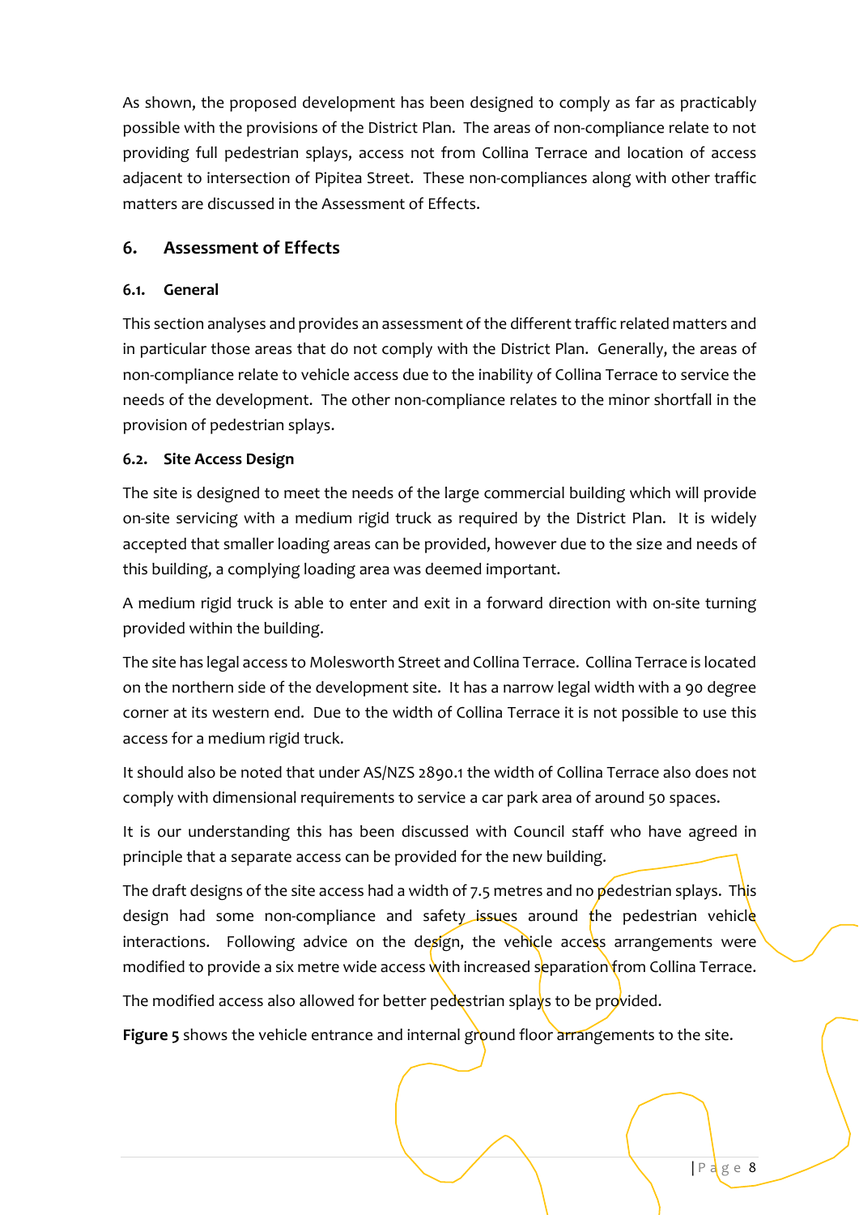As shown, the proposed development has been designed to comply as far as practicably possible with the provisions of the District Plan. The areas of non-compliance relate to not providing full pedestrian splays, access not from Collina Terrace and location of access adjacent to intersection of Pipitea Street. These non-compliances along with other traffic matters are discussed in the Assessment of Effects.

## 6. Assessment of Effects

### 6.1. General

This section analyses and provides an assessment of the different traffic related matters and in particular those areas that do not comply with the District Plan. Generally, the areas of non-compliance relate to vehicle access due to the inability of Collina Terrace to service the needs of the development. The other non-compliance relates to the minor shortfall in the provision of pedestrian splays.

### 6.2. Site Access Design

The site is designed to meet the needs of the large commercial building which will provide on-site servicing with a medium rigid truck as required by the District Plan. It is widely accepted that smaller loading areas can be provided, however due to the size and needs of this building, a complying loading area was deemed important.

A medium rigid truck is able to enter and exit in a forward direction with on-site turning provided within the building.

The site has legal access to Molesworth Street and Collina Terrace. Collina Terrace is located on the northern side of the development site. It has a narrow legal width with a 90 degree corner at its western end. Due to the width of Collina Terrace it is not possible to use this access for a medium rigid truck.

It should also be noted that under AS/NZS 2890.1 the width of Collina Terrace also does not comply with dimensional requirements to service a car park area of around 50 spaces.

It is our understanding this has been discussed with Council staff who have agreed in principle that a separate access can be provided for the new building.

The draft designs of the site access had a width of 7.5 metres and no pedestrian splays. This design had some non-compliance and safety issues around the pedestrian vehicle interactions. Following advice on the design, the vehicle access arrangements were modified to provide a six metre wide access with increased separation from Collina Terrace.

The modified access also allowed for better pedestrian splays to be provided.

**Figure 5** shows the vehicle entrance and internal ground floor arrangements to the site.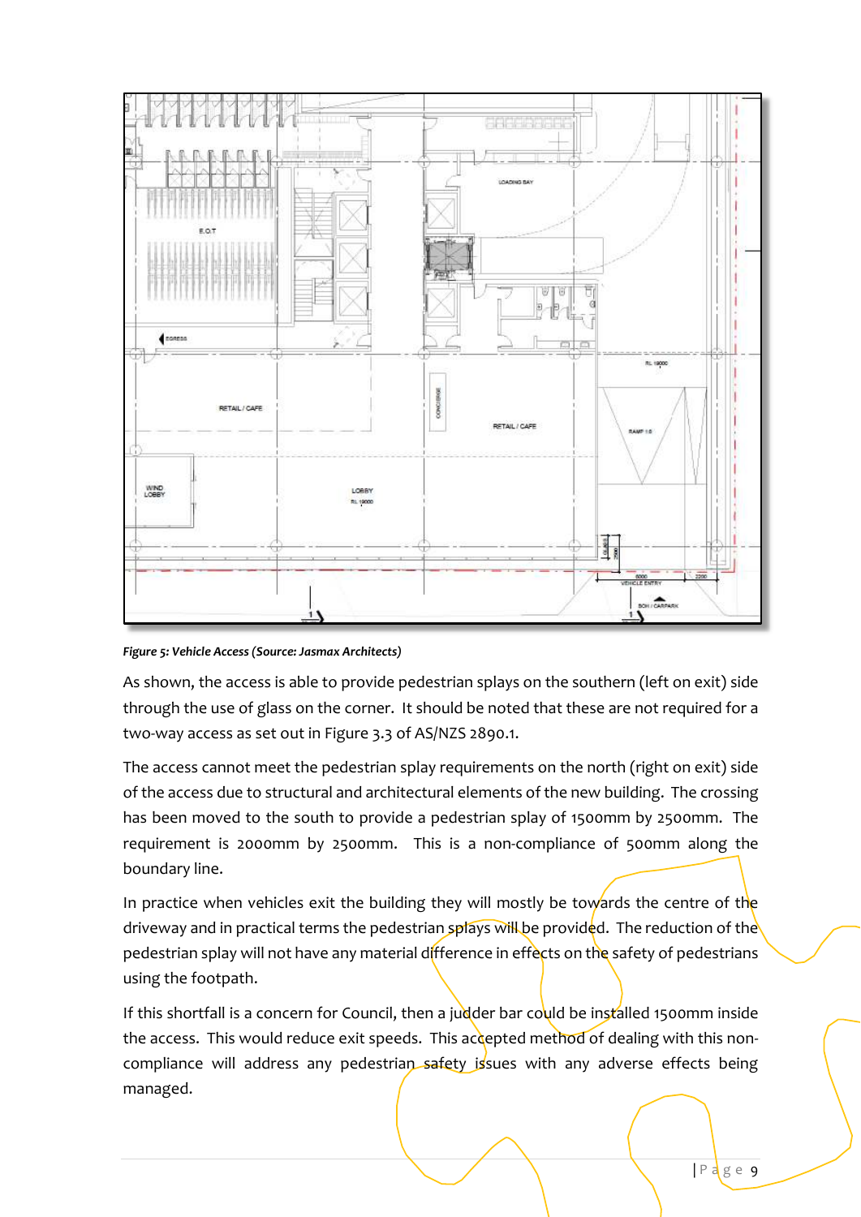*Figure 5: Vehicle Access (Source: Jasmax Architects)*

As shown, the access is able to provide pedestrian splays on the southern (left on exit) side through the use of glass on the corner. It should be noted that these are not required for a two-way access as set out in Figure 3.3 of AS/NZS 2890.1.

The access cannot meet the pedestrian splay requirements on the north (right on exit) side of the access due to structural and architectural elements of the new building. The crossing has been moved to the south to provide a pedestrian splay of 1500mm by 2500mm. The requirement is 2000mm by 2500mm. This is a non-compliance of 500mm along the boundary line.

In practice when vehicles exit the building they will mostly be towards the centre of the driveway and in practical terms the pedestrian splays will be provided. The reduction of the pedestrian splay will not have any material difference in effects on the safety of pedestrians using the footpath.

If this shortfall is a concern for Council, then a judder bar could be installed 1500mm inside the access. This would reduce exit speeds. This accepted method of dealing with this non-compliance will address any pedestrian safety issues with any adverse effects being managed.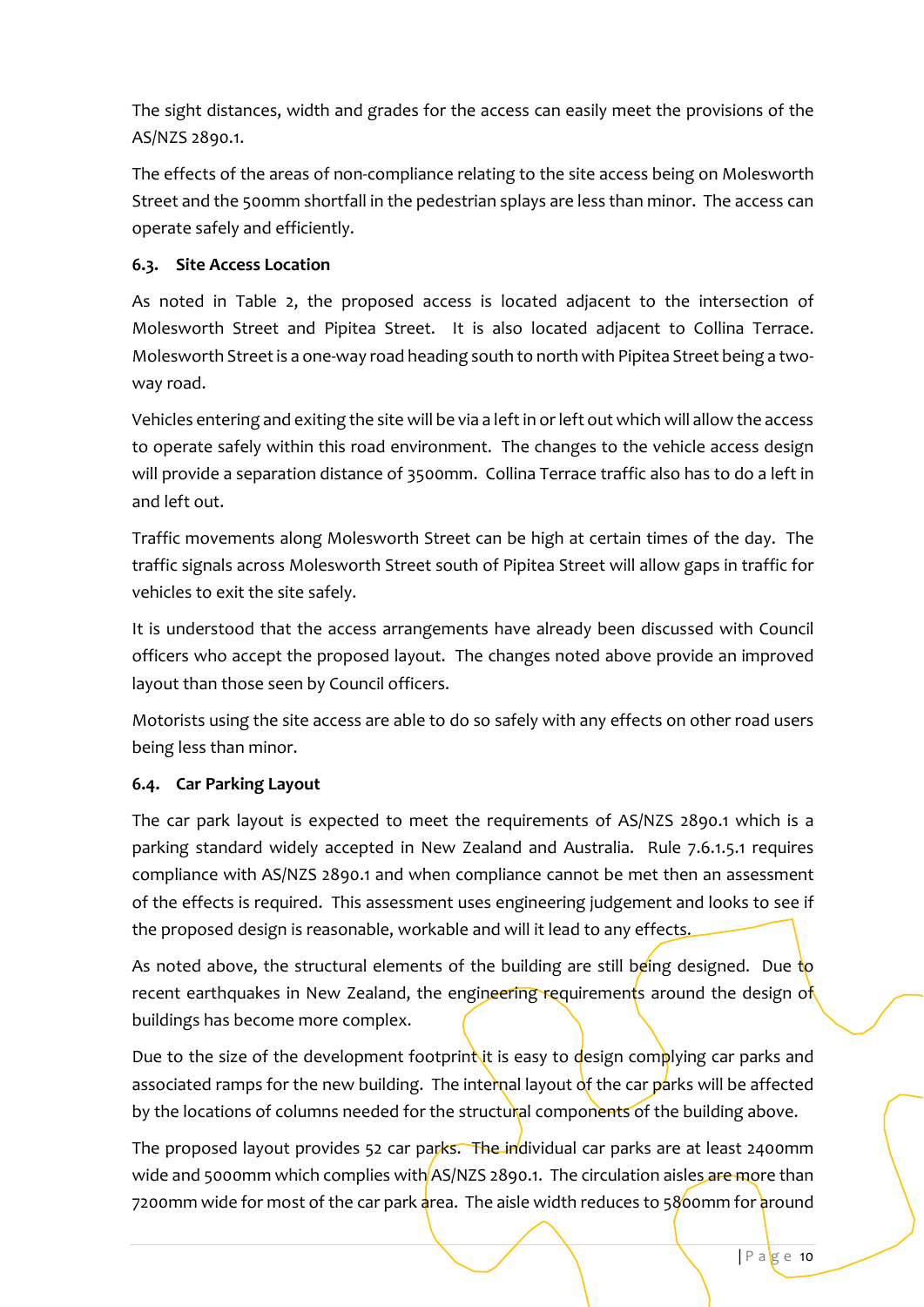The sight distances, width and grades for the access can easily meet the provisions of the AS/NZS 2890.1.

The effects of the areas of non-compliance relating to the site access being on Molesworth Street and the 500mm shortfall in the pedestrian splays are less than minor. The access can operate safely and efficiently.

### 6.3. Site Access Location

As noted in Table 2, the proposed access is located adjacent to the intersection of Molesworth Street and Pipitea Street. It is also located adjacent to Collina Terrace. Molesworth Street is a one-way road heading south to north with Pipitea Street being a two-way road.

Vehicles entering and exiting the site will be via a left in or left out which will allow the access to operate safely within this road environment. The changes to the vehicle access design will provide a separation distance of 3500mm. Collina Terrace traffic also has to do a left in and left out.

Traffic movements along Molesworth Street can be high at certain times of the day. The traffic signals across Molesworth Street south of Pipitea Street will allow gaps in traffic for vehicles to exit the site safely.

It is understood that the access arrangements have already been discussed with Council officers who accept the proposed layout. The changes noted above provide an improved layout than those seen by Council officers.

Motorists using the site access are able to do so safely with any effects on other road users being less than minor.

### 6.4. Car Parking Layout

The car park layout is expected to meet the requirements of AS/NZS 2890.1 which is a parking standard widely accepted in New Zealand and Australia. Rule 7.6.1.5.1 requires compliance with AS/NZS 2890.1 and when compliance cannot be met then an assessment of the effects is required. This assessment uses engineering judgement and looks to see if the proposed design is reasonable, workable and will it lead to any effects.

As noted above, the structural elements of the building are still being designed. Due to recent earthquakes in New Zealand, the engineering requirements around the design of buildings has become more complex.

Due to the size of the development footprint it is easy to design complying car parks and associated ramps for the new building. The internal layout of the car parks will be affected by the locations of columns needed for the structural components of the building above.

The proposed layout provides 52 car parks. The individual car parks are at least 2400mm wide and 5000mm which complies with AS/NZS 2890.1. The circulation aisles are more than 7200mm wide for most of the car park area. The aisle width reduces to 5800mm for around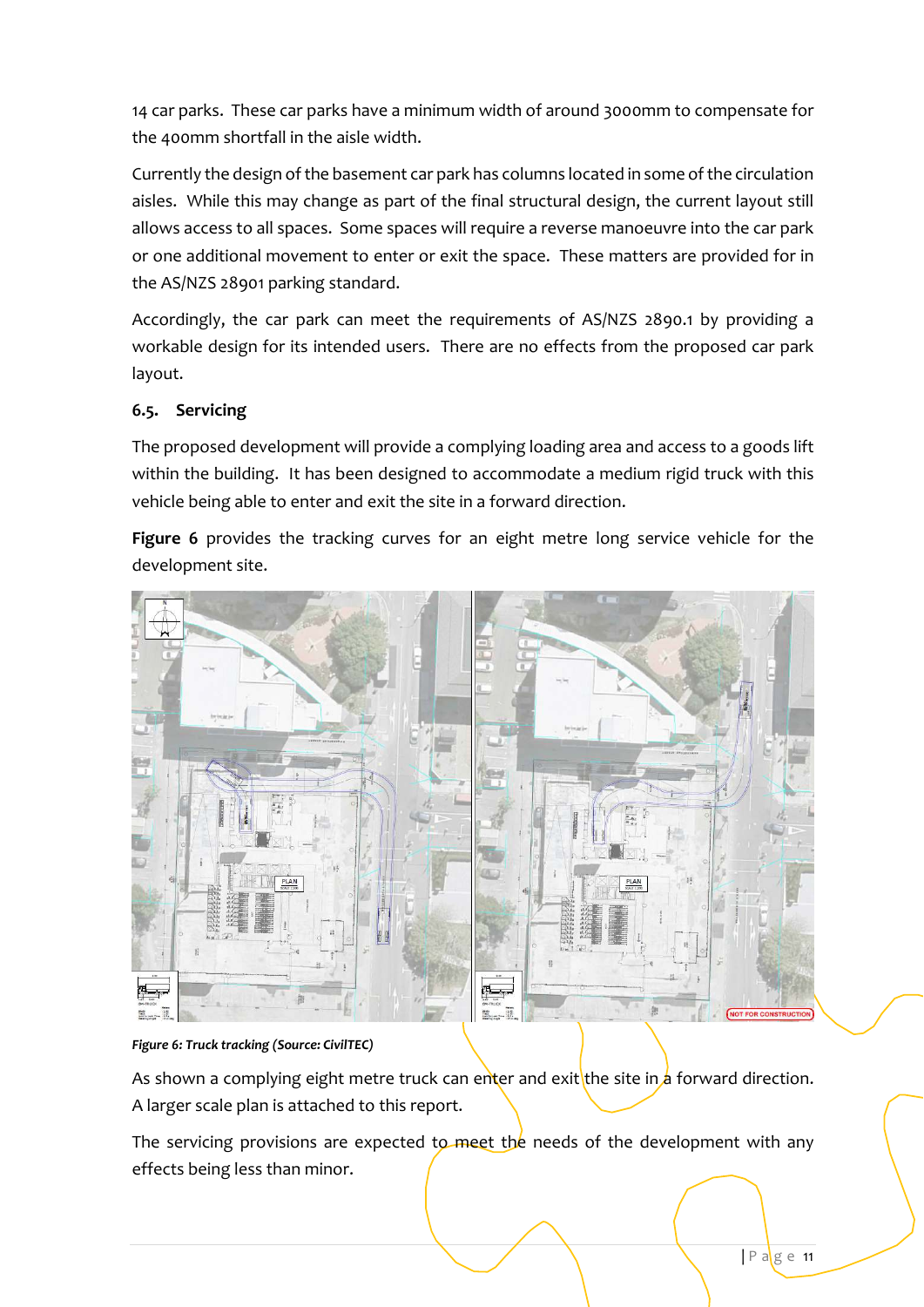14 car parks. These car parks have a minimum width of around 3000mm to compensate for the 400mm shortfall in the aisle width.

Currently the design of the basement car park has columns located in some of the circulation aisles. While this may change as part of the final structural design, the current layout still allows access to all spaces. Some spaces will require a reverse manoeuvre into the car park or one additional movement to enter or exit the space. These matters are provided for in the AS/NZS 28901 parking standard.

Accordingly, the car park can meet the requirements of AS/NZS 2890.1 by providing a workable design for its intended users. There are no effects from the proposed car park layout.

### 6.5. Servicing

The proposed development will provide a complying loading area and access to a goods lift within the building. It has been designed to accommodate a medium rigid truck with this vehicle being able to enter and exit the site in a forward direction.

**Figure 6** provides the tracking curves for an eight metre long service vehicle for the development site.

***Figure 6: Truck tracking (Source: CivilTEC)***

As shown a complying eight metre truck can enter and exit the site in a forward direction. A larger scale plan is attached to this report.

The servicing provisions are expected to meet the needs of the development with any effects being less than minor.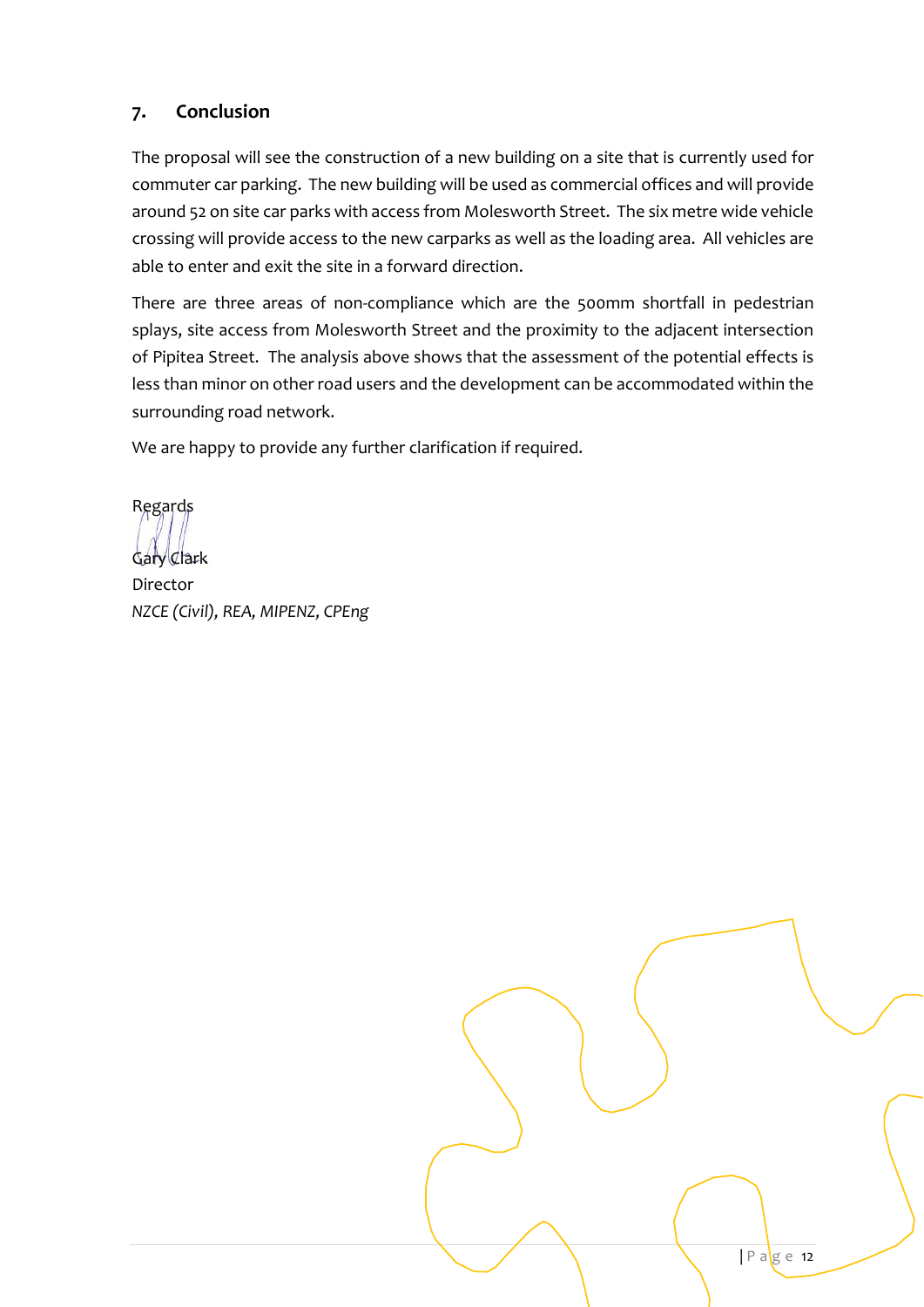## 7. Conclusion

The proposal will see the construction of a new building on a site that is currently used for commuter car parking. The new building will be used as commercial offices and will provide around 52 on site car parks with access from Molesworth Street. The six metre wide vehicle crossing will provide access to the new carparks as well as the loading area. All vehicles are able to enter and exit the site in a forward direction.

There are three areas of non-compliance which are the 500mm shortfall in pedestrian splays, site access from Molesworth Street and the proximity to the adjacent intersection of Pipitea Street. The analysis above shows that the assessment of the potential effects is less than minor on other road users and the development can be accommodated within the surrounding road network.

We are happy to provide any further clarification if required.

Regards

Gary Clark
Director
*NZCE (Civil), REA, MIPENZ, CPEng*